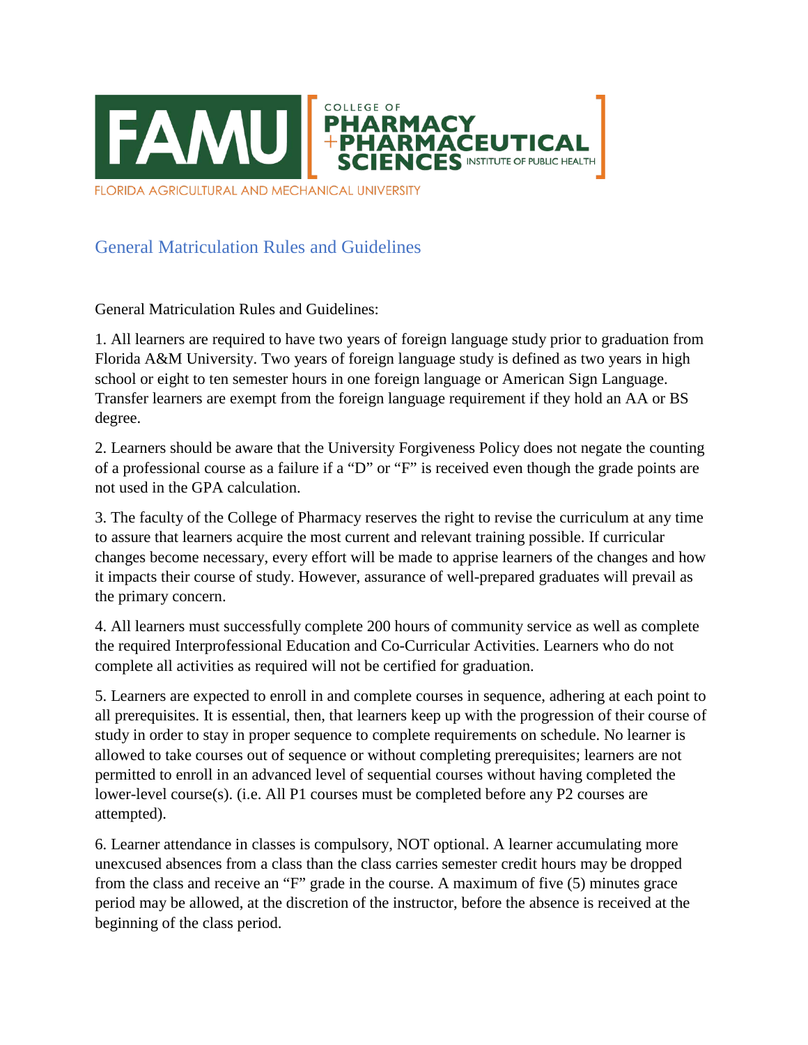FAMU COLLEGE OF PHARMACY + PHARMACEUTICAL SCIENCES INSTITUTE OF PUBLIC HEALTH

FLORIDA AGRICULTURAL AND MECHANICAL UNIVERSITY

## General Matriculation Rules and Guidelines

General Matriculation Rules and Guidelines:

1. All learners are required to have two years of foreign language study prior to graduation from Florida A&M University. Two years of foreign language study is defined as two years in high school or eight to ten semester hours in one foreign language or American Sign Language. Transfer learners are exempt from the foreign language requirement if they hold an AA or BS degree.

2. Learners should be aware that the University Forgiveness Policy does not negate the counting of a professional course as a failure if a "D" or "F" is received even though the grade points are not used in the GPA calculation.

3. The faculty of the College of Pharmacy reserves the right to revise the curriculum at any time to assure that learners acquire the most current and relevant training possible. If curricular changes become necessary, every effort will be made to apprise learners of the changes and how it impacts their course of study. However, assurance of well-prepared graduates will prevail as the primary concern.

4. All learners must successfully complete 200 hours of community service as well as complete the required Interprofessional Education and Co-Curricular Activities. Learners who do not complete all activities as required will not be certified for graduation.

5. Learners are expected to enroll in and complete courses in sequence, adhering at each point to all prerequisites. It is essential, then, that learners keep up with the progression of their course of study in order to stay in proper sequence to complete requirements on schedule. No learner is allowed to take courses out of sequence or without completing prerequisites; learners are not permitted to enroll in an advanced level of sequential courses without having completed the lower-level course(s). (i.e. All P1 courses must be completed before any P2 courses are attempted).

6. Learner attendance in classes is compulsory, NOT optional. A learner accumulating more unexcused absences from a class than the class carries semester credit hours may be dropped from the class and receive an "F" grade in the course. A maximum of five (5) minutes grace period may be allowed, at the discretion of the instructor, before the absence is received at the beginning of the class period.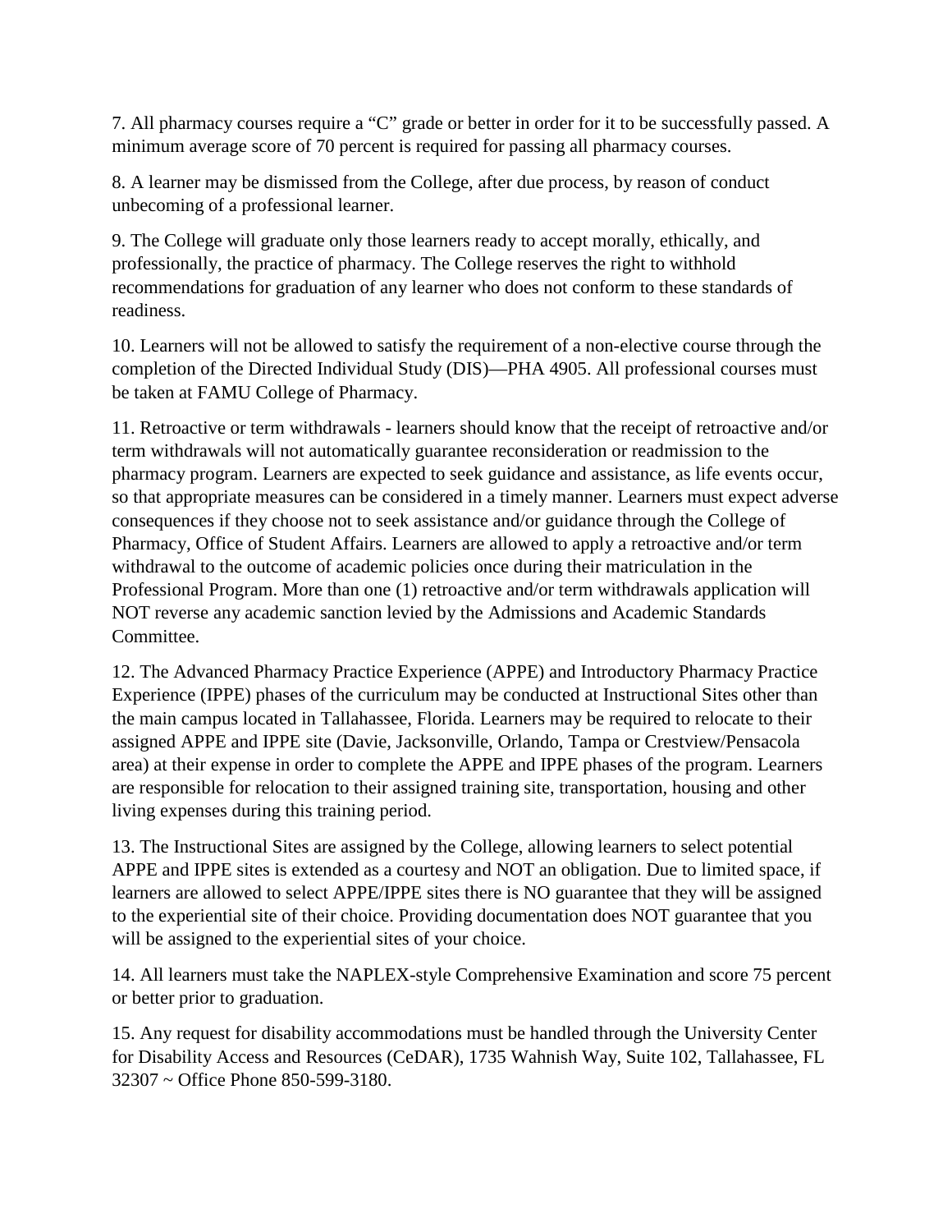7. All pharmacy courses require a "C" grade or better in order for it to be successfully passed. A minimum average score of 70 percent is required for passing all pharmacy courses.

8. A learner may be dismissed from the College, after due process, by reason of conduct unbecoming of a professional learner.

9. The College will graduate only those learners ready to accept morally, ethically, and professionally, the practice of pharmacy. The College reserves the right to withhold recommendations for graduation of any learner who does not conform to these standards of readiness.

10. Learners will not be allowed to satisfy the requirement of a non-elective course through the completion of the Directed Individual Study (DIS)—PHA 4905. All professional courses must be taken at FAMU College of Pharmacy.

11. Retroactive or term withdrawals - learners should know that the receipt of retroactive and/or term withdrawals will not automatically guarantee reconsideration or readmission to the pharmacy program. Learners are expected to seek guidance and assistance, as life events occur, so that appropriate measures can be considered in a timely manner. Learners must expect adverse consequences if they choose not to seek assistance and/or guidance through the College of Pharmacy, Office of Student Affairs. Learners are allowed to apply a retroactive and/or term withdrawal to the outcome of academic policies once during their matriculation in the Professional Program. More than one (1) retroactive and/or term withdrawals application will NOT reverse any academic sanction levied by the Admissions and Academic Standards Committee.

12. The Advanced Pharmacy Practice Experience (APPE) and Introductory Pharmacy Practice Experience (IPPE) phases of the curriculum may be conducted at Instructional Sites other than the main campus located in Tallahassee, Florida. Learners may be required to relocate to their assigned APPE and IPPE site (Davie, Jacksonville, Orlando, Tampa or Crestview/Pensacola area) at their expense in order to complete the APPE and IPPE phases of the program. Learners are responsible for relocation to their assigned training site, transportation, housing and other living expenses during this training period.

13. The Instructional Sites are assigned by the College, allowing learners to select potential APPE and IPPE sites is extended as a courtesy and NOT an obligation. Due to limited space, if learners are allowed to select APPE/IPPE sites there is NO guarantee that they will be assigned to the experiential site of their choice. Providing documentation does NOT guarantee that you will be assigned to the experiential sites of your choice.

14. All learners must take the NAPLEX-style Comprehensive Examination and score 75 percent or better prior to graduation.

15. Any request for disability accommodations must be handled through the University Center for Disability Access and Resources (CeDAR), 1735 Wahnish Way, Suite 102, Tallahassee, FL 32307 ~ Office Phone 850-599-3180.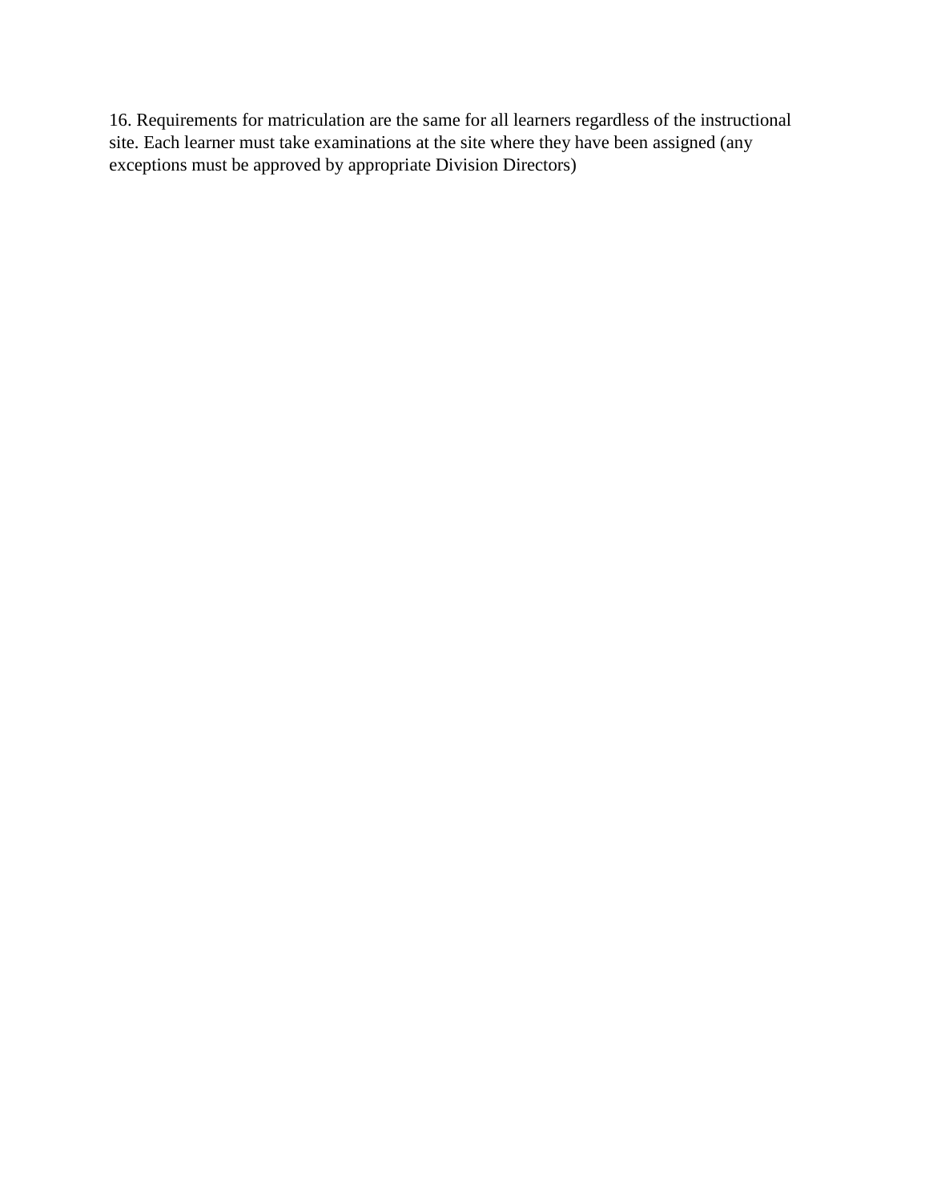16. Requirements for matriculation are the same for all learners regardless of the instructional site. Each learner must take examinations at the site where they have been assigned (any exceptions must be approved by appropriate Division Directors)